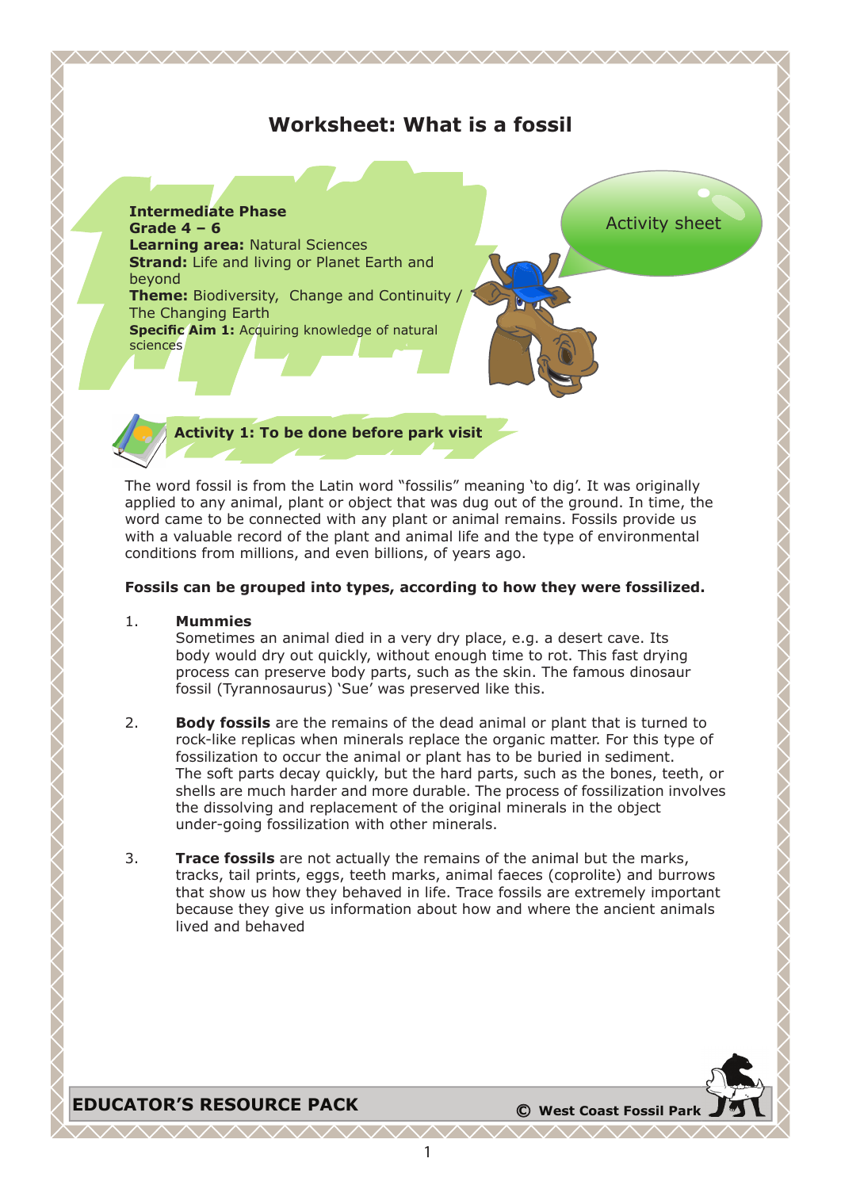# Worksheet: What is a fossil

**Intermediate Phase**
**Grade 4 – 6**
**Learning area:** Natural Sciences
**Strand:** Life and living or Planet Earth and beyond
**Theme:** Biodiversity, Change and Continuity / The Changing Earth
**Specific Aim 1:** Acquiring knowledge of natural sciences

Activity sheet

## Activity 1: To be done before park visit

The word fossil is from the Latin word "fossilis" meaning 'to dig'. It was originally applied to any animal, plant or object that was dug out of the ground. In time, the word came to be connected with any plant or animal remains. Fossils provide us with a valuable record of the plant and animal life and the type of environmental conditions from millions, and even billions, of years ago.

**Fossils can be grouped into types, according to how they were fossilized.**

1. **Mummies**
   Sometimes an animal died in a very dry place, e.g. a desert cave. Its body would dry out quickly, without enough time to rot. This fast drying process can preserve body parts, such as the skin. The famous dinosaur fossil (Tyrannosaurus) 'Sue' was preserved like this.

2. **Body fossils** are the remains of the dead animal or plant that is turned to rock-like replicas when minerals replace the organic matter. For this type of fossilization to occur the animal or plant has to be buried in sediment. The soft parts decay quickly, but the hard parts, such as the bones, teeth, or shells are much harder and more durable. The process of fossilization involves the dissolving and replacement of the original minerals in the object under-going fossilization with other minerals.

3. **Trace fossils** are not actually the remains of the animal but the marks, tracks, tail prints, eggs, teeth marks, animal faeces (coprolite) and burrows that show us how they behaved in life. Trace fossils are extremely important because they give us information about how and where the ancient animals lived and behaved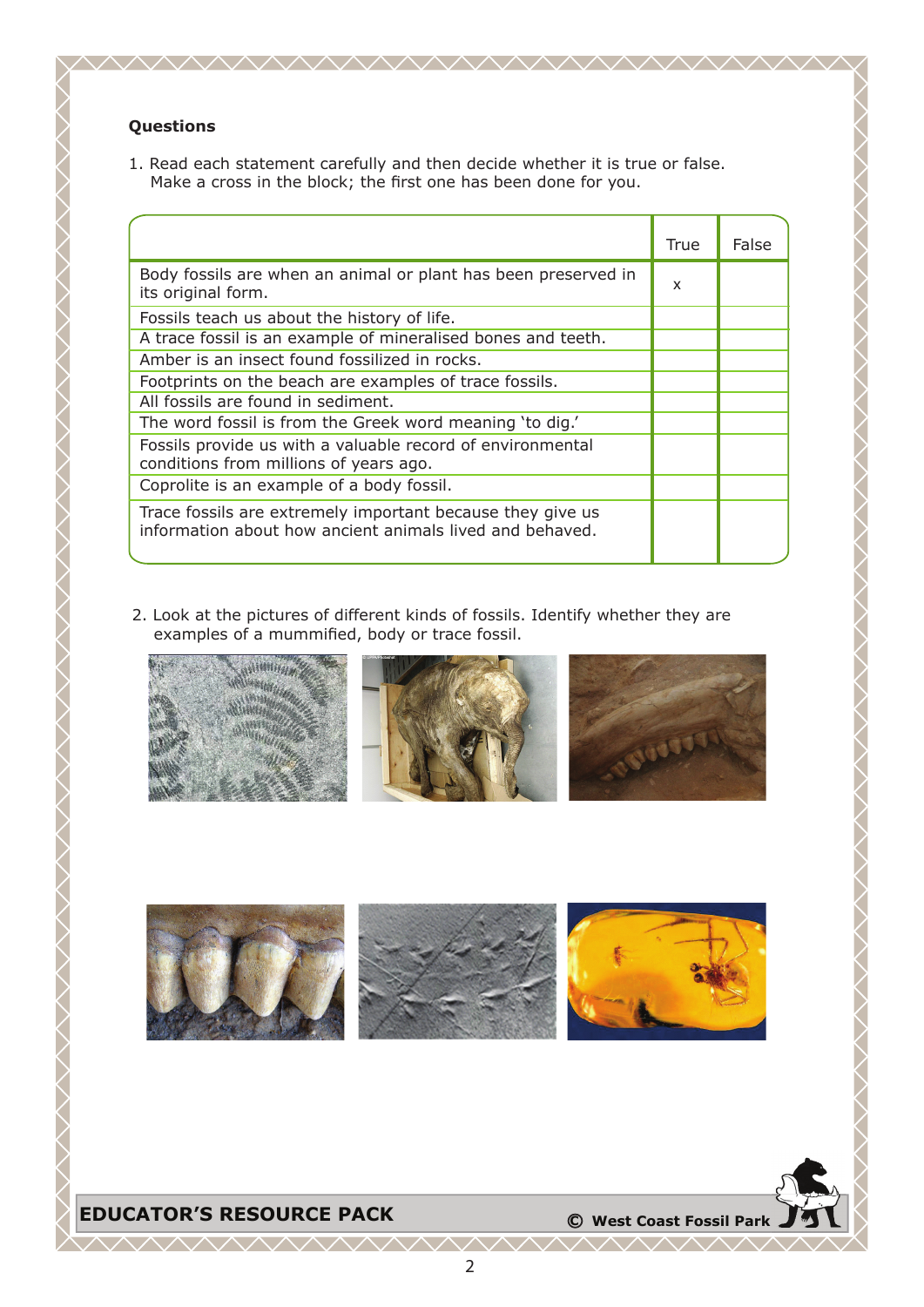**Questions**

1. Read each statement carefully and then decide whether it is true or false. Make a cross in the block; the first one has been done for you.

| | True | False |
|---|---|---|
| Body fossils are when an animal or plant has been preserved in its original form. | x | |
| Fossils teach us about the history of life. | | |
| A trace fossil is an example of mineralised bones and teeth. | | |
| Amber is an insect found fossilized in rocks. | | |
| Footprints on the beach are examples of trace fossils. | | |
| All fossils are found in sediment. | | |
| The word fossil is from the Greek word meaning 'to dig.' | | |
| Fossils provide us with a valuable record of environmental conditions from millions of years ago. | | |
| Coprolite is an example of a body fossil. | | |
| Trace fossils are extremely important because they give us information about how ancient animals lived and behaved. | | |

2. Look at the pictures of different kinds of fossils. Identify whether they are examples of a mummified, body or trace fossil.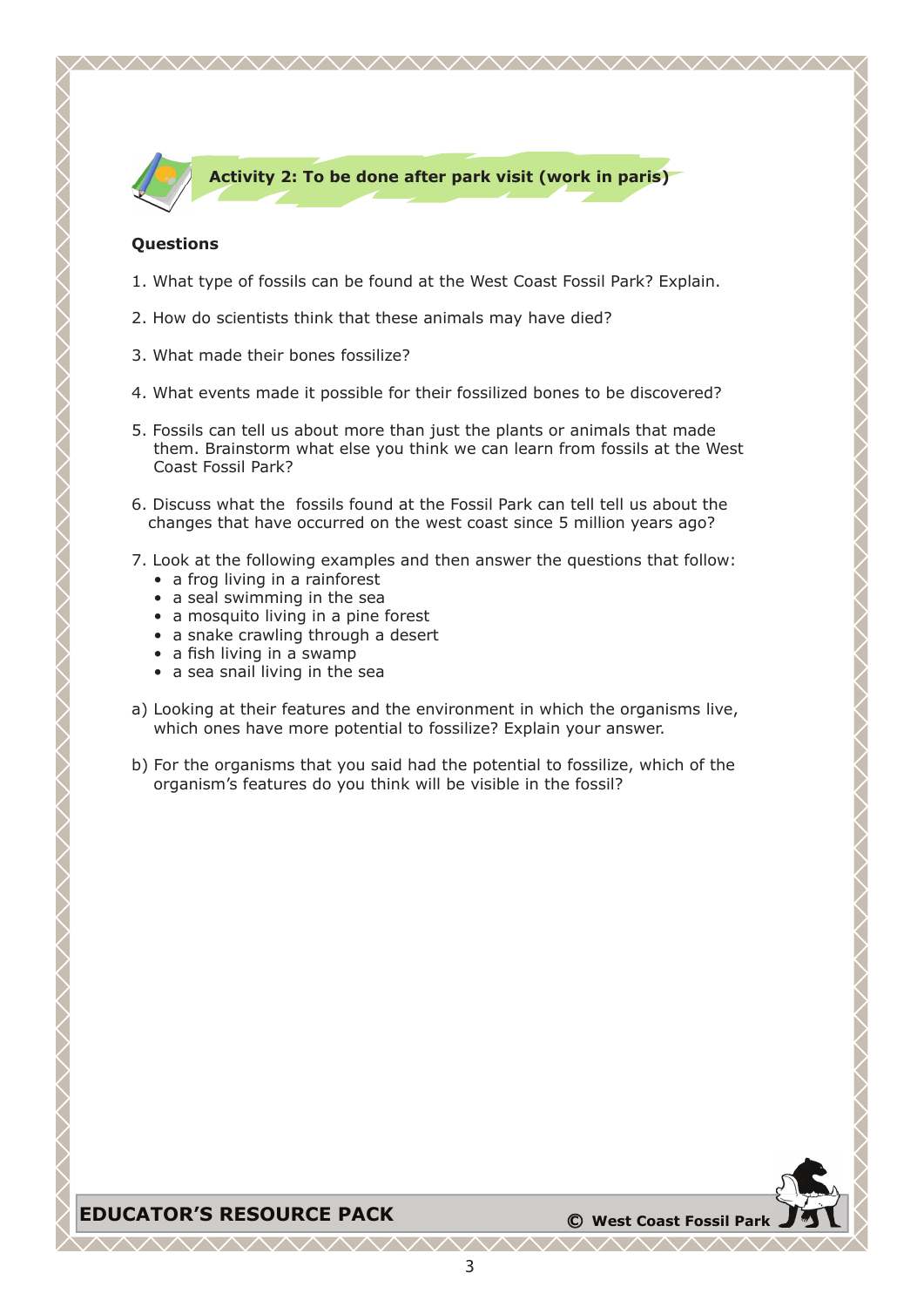## Activity 2: To be done after park visit (work in paris)

**Questions**

1. What type of fossils can be found at the West Coast Fossil Park? Explain.

2. How do scientists think that these animals may have died?

3. What made their bones fossilize?

4. What events made it possible for their fossilized bones to be discovered?

5. Fossils can tell us about more than just the plants or animals that made them. Brainstorm what else you think we can learn from fossils at the West Coast Fossil Park?

6. Discuss what the fossils found at the Fossil Park can tell tell us about the changes that have occurred on the west coast since 5 million years ago?

7. Look at the following examples and then answer the questions that follow:
   - a frog living in a rainforest
   - a seal swimming in the sea
   - a mosquito living in a pine forest
   - a snake crawling through a desert
   - a fish living in a swamp
   - a sea snail living in the sea

a) Looking at their features and the environment in which the organisms live, which ones have more potential to fossilize? Explain your answer.

b) For the organisms that you said had the potential to fossilize, which of the organism's features do you think will be visible in the fossil?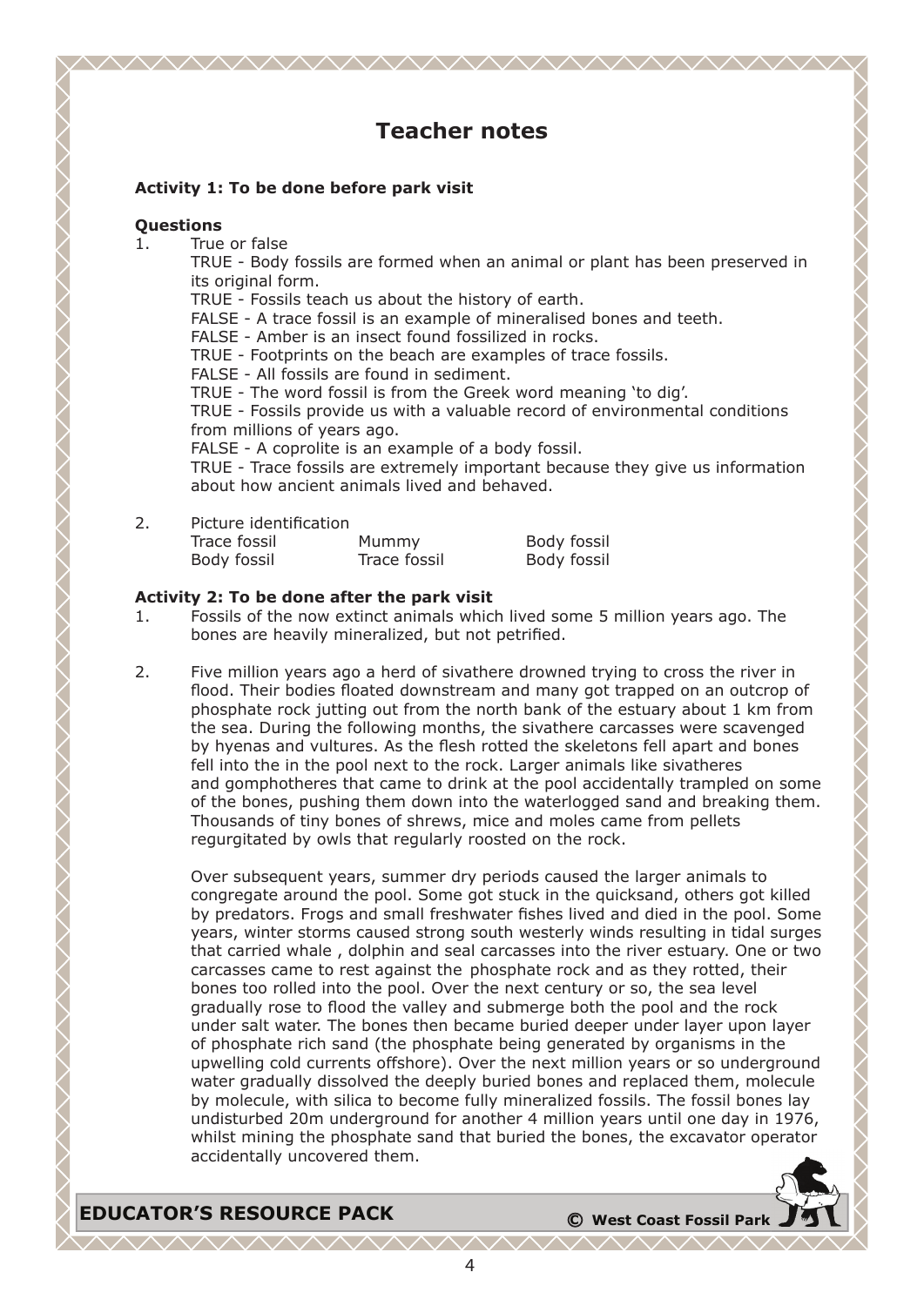# Teacher notes

**Activity 1: To be done before park visit**

**Questions**

1. True or false

   TRUE - Body fossils are formed when an animal or plant has been preserved in its original form.
   TRUE - Fossils teach us about the history of earth.
   FALSE - A trace fossil is an example of mineralised bones and teeth.
   FALSE - Amber is an insect found fossilized in rocks.
   TRUE - Footprints on the beach are examples of trace fossils.
   FALSE - All fossils are found in sediment.
   TRUE - The word fossil is from the Greek word meaning 'to dig'.
   TRUE - Fossils provide us with a valuable record of environmental conditions from millions of years ago.
   FALSE - A coprolite is an example of a body fossil.
   TRUE - Trace fossils are extremely important because they give us information about how ancient animals lived and behaved.

2. Picture identification

| | | |
|---|---|---|
| Trace fossil | Mummy | Body fossil |
| Body fossil | Trace fossil | Body fossil |

**Activity 2: To be done after the park visit**

1. Fossils of the now extinct animals which lived some 5 million years ago. The bones are heavily mineralized, but not petrified.

2. Five million years ago a herd of sivathere drowned trying to cross the river in flood. Their bodies floated downstream and many got trapped on an outcrop of phosphate rock jutting out from the north bank of the estuary about 1 km from the sea. During the following months, the sivathere carcasses were scavenged by hyenas and vultures. As the flesh rotted the skeletons fell apart and bones fell into the in the pool next to the rock. Larger animals like sivatheres and gomphotheres that came to drink at the pool accidentally trampled on some of the bones, pushing them down into the waterlogged sand and breaking them. Thousands of tiny bones of shrews, mice and moles came from pellets regurgitated by owls that regularly roosted on the rock.

   Over subsequent years, summer dry periods caused the larger animals to congregate around the pool. Some got stuck in the quicksand, others got killed by predators. Frogs and small freshwater fishes lived and died in the pool. Some years, winter storms caused strong south westerly winds resulting in tidal surges that carried whale , dolphin and seal carcasses into the river estuary. One or two carcasses came to rest against the phosphate rock and as they rotted, their bones too rolled into the pool. Over the next century or so, the sea level gradually rose to flood the valley and submerge both the pool and the rock under salt water. The bones then became buried deeper under layer upon layer of phosphate rich sand (the phosphate being generated by organisms in the upwelling cold currents offshore). Over the next million years or so underground water gradually dissolved the deeply buried bones and replaced them, molecule by molecule, with silica to become fully mineralized fossils. The fossil bones lay undisturbed 20m underground for another 4 million years until one day in 1976, whilst mining the phosphate sand that buried the bones, the excavator operator accidentally uncovered them.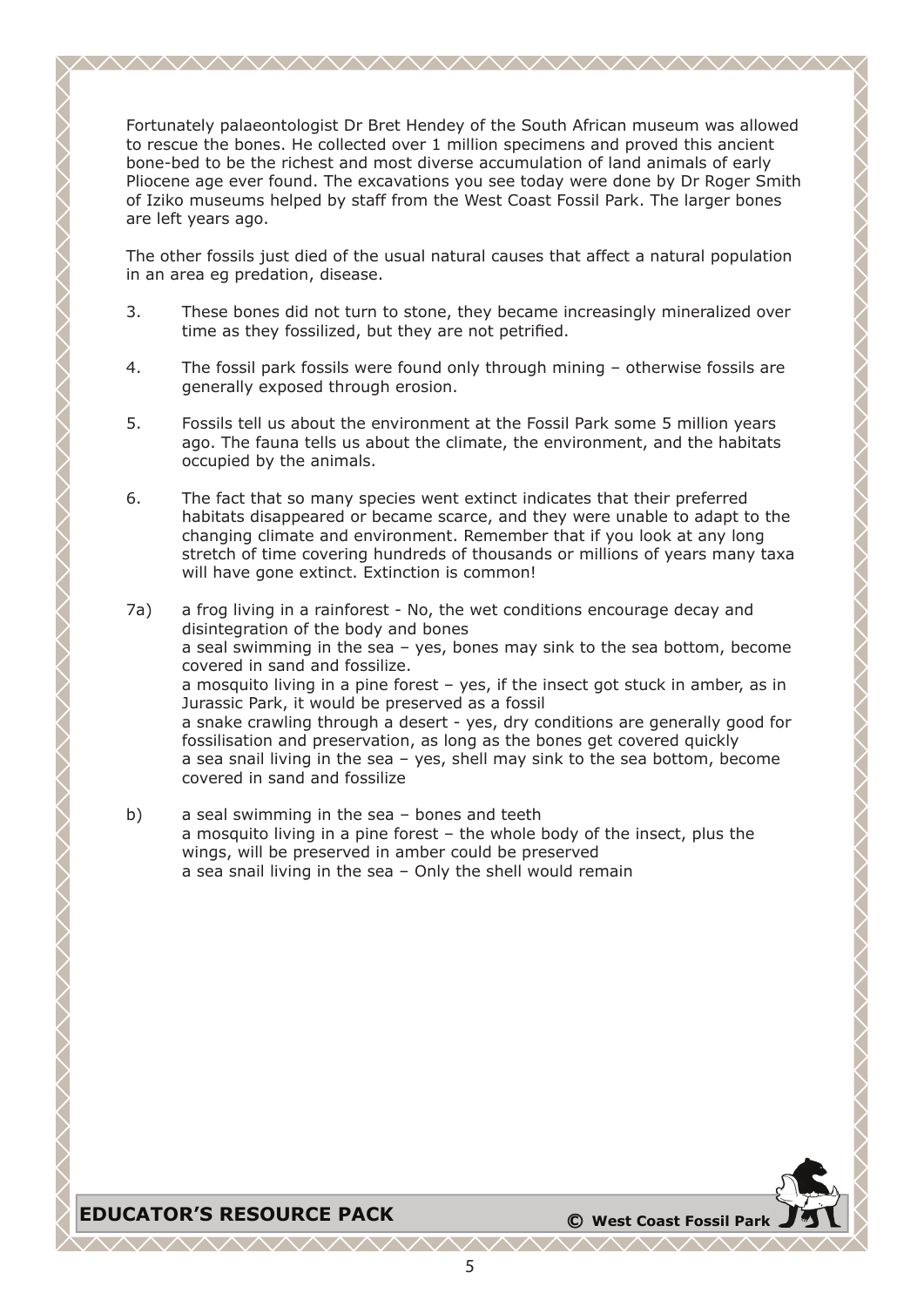Fortunately palaeontologist Dr Bret Hendey of the South African museum was allowed to rescue the bones. He collected over 1 million specimens and proved this ancient bone-bed to be the richest and most diverse accumulation of land animals of early Pliocene age ever found. The excavations you see today were done by Dr Roger Smith of Iziko museums helped by staff from the West Coast Fossil Park. The larger bones are left years ago.

The other fossils just died of the usual natural causes that affect a natural population in an area eg predation, disease.

3. These bones did not turn to stone, they became increasingly mineralized over time as they fossilized, but they are not petrified.

4. The fossil park fossils were found only through mining – otherwise fossils are generally exposed through erosion.

5. Fossils tell us about the environment at the Fossil Park some 5 million years ago. The fauna tells us about the climate, the environment, and the habitats occupied by the animals.

6. The fact that so many species went extinct indicates that their preferred habitats disappeared or became scarce, and they were unable to adapt to the changing climate and environment. Remember that if you look at any long stretch of time covering hundreds of thousands or millions of years many taxa will have gone extinct. Extinction is common!

7a) a frog living in a rainforest - No, the wet conditions encourage decay and disintegration of the body and bones
a seal swimming in the sea – yes, bones may sink to the sea bottom, become covered in sand and fossilize.
a mosquito living in a pine forest – yes, if the insect got stuck in amber, as in Jurassic Park, it would be preserved as a fossil
a snake crawling through a desert - yes, dry conditions are generally good for fossilisation and preservation, as long as the bones get covered quickly
a sea snail living in the sea – yes, shell may sink to the sea bottom, become covered in sand and fossilize

b) a seal swimming in the sea – bones and teeth
a mosquito living in a pine forest – the whole body of the insect, plus the wings, will be preserved in amber could be preserved
a sea snail living in the sea – Only the shell would remain